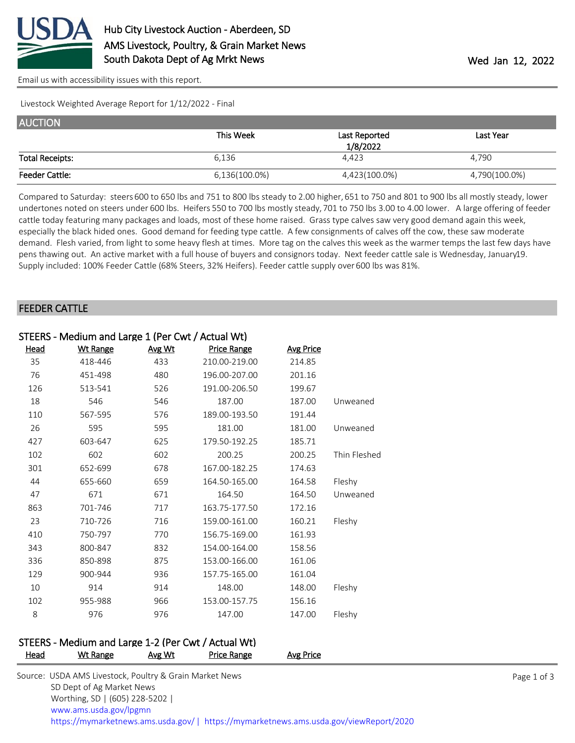# Hub City Livestock Auction - Aberdeen, SD
## AMS Livestock, Poultry, & Grain Market News
## South Dakota Dept of Ag Mrkt News

Wed Jan 12, 2022

Email us with accessibility issues with this report.

Livestock Weighted Average Report for 1/12/2022 - Final

## AUCTION

| | This Week | Last Reported 1/8/2022 | Last Year |
|---|---|---|---|
| Total Receipts: | 6,136 | 4,423 | 4,790 |
| Feeder Cattle: | 6,136(100.0%) | 4,423(100.0%) | 4,790(100.0%) |

Compared to Saturday: steers 600 to 650 lbs and 751 to 800 lbs steady to 2.00 higher, 651 to 750 and 801 to 900 lbs all mostly steady, lower undertones noted on steers under 600 lbs. Heifers 550 to 700 lbs mostly steady, 701 to 750 lbs 3.00 to 4.00 lower. A large offering of feeder cattle today featuring many packages and loads, most of these home raised. Grass type calves saw very good demand again this week, especially the black hided ones. Good demand for feeding type cattle. A few consignments of calves off the cow, these saw moderate demand. Flesh varied, from light to some heavy flesh at times. More tag on the calves this week as the warmer temps the last few days have pens thawing out. An active market with a full house of buyers and consignors today. Next feeder cattle sale is Wednesday, January19. Supply included: 100% Feeder Cattle (68% Steers, 32% Heifers). Feeder cattle supply over 600 lbs was 81%.

## FEEDER CATTLE

### STEERS - Medium and Large 1 (Per Cwt / Actual Wt)

| Head | Wt Range | Avg Wt | Price Range | Avg Price | |
|---|---|---|---|---|---|
| 35 | 418-446 | 433 | 210.00-219.00 | 214.85 | |
| 76 | 451-498 | 480 | 196.00-207.00 | 201.16 | |
| 126 | 513-541 | 526 | 191.00-206.50 | 199.67 | |
| 18 | 546 | 546 | 187.00 | 187.00 | Unweaned |
| 110 | 567-595 | 576 | 189.00-193.50 | 191.44 | |
| 26 | 595 | 595 | 181.00 | 181.00 | Unweaned |
| 427 | 603-647 | 625 | 179.50-192.25 | 185.71 | |
| 102 | 602 | 602 | 200.25 | 200.25 | Thin Fleshed |
| 301 | 652-699 | 678 | 167.00-182.25 | 174.63 | |
| 44 | 655-660 | 659 | 164.50-165.00 | 164.58 | Fleshy |
| 47 | 671 | 671 | 164.50 | 164.50 | Unweaned |
| 863 | 701-746 | 717 | 163.75-177.50 | 172.16 | |
| 23 | 710-726 | 716 | 159.00-161.00 | 160.21 | Fleshy |
| 410 | 750-797 | 770 | 156.75-169.00 | 161.93 | |
| 343 | 800-847 | 832 | 154.00-164.00 | 158.56 | |
| 336 | 850-898 | 875 | 153.00-166.00 | 161.06 | |
| 129 | 900-944 | 936 | 157.75-165.00 | 161.04 | |
| 10 | 914 | 914 | 148.00 | 148.00 | Fleshy |
| 102 | 955-988 | 966 | 153.00-157.75 | 156.16 | |
| 8 | 976 | 976 | 147.00 | 147.00 | Fleshy |

### STEERS - Medium and Large 1-2 (Per Cwt / Actual Wt)

| Head | Wt Range | Avg Wt | Price Range | Avg Price |
|---|---|---|---|---|

Source: USDA AMS Livestock, Poultry & Grain Market News
SD Dept of Ag Market News
Worthing, SD | (605) 228-5202 |
www.ams.usda.gov/lpgmn
https://mymarketnews.ams.usda.gov/ | https://mymarketnews.ams.usda.gov/viewReport/2020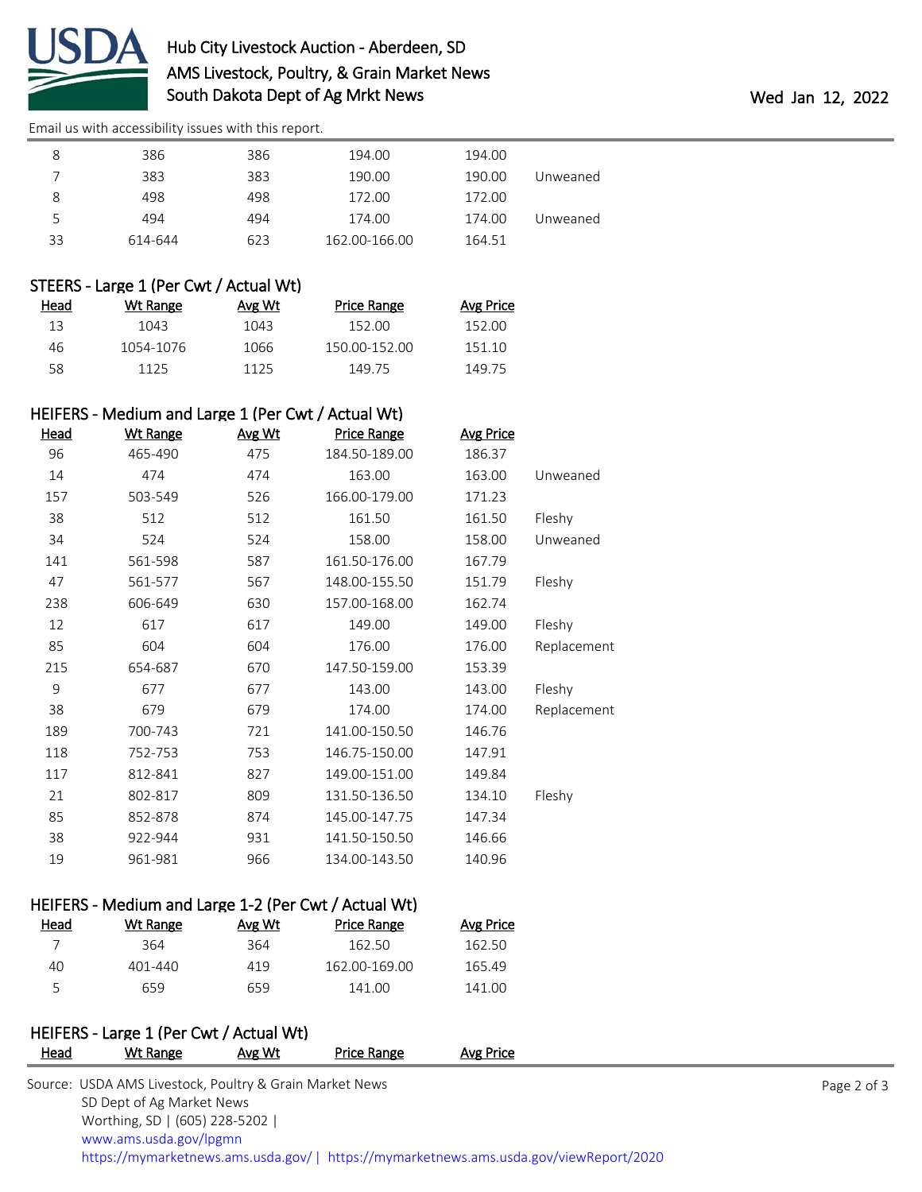| Head | Wt Range | Avg Wt | Price Range | Avg Price | |
|---|---|---|---|---|---|
| 8 | 386 | 386 | 194.00 | 194.00 | |
| 7 | 383 | 383 | 190.00 | 190.00 | Unweaned |
| 8 | 498 | 498 | 172.00 | 172.00 | |
| 5 | 494 | 494 | 174.00 | 174.00 | Unweaned |
| 33 | 614-644 | 623 | 162.00-166.00 | 164.51 | |

### STEERS - Large 1 (Per Cwt / Actual Wt)

| Head | Wt Range | Avg Wt | Price Range | Avg Price |
|---|---|---|---|---|
| 13 | 1043 | 1043 | 152.00 | 152.00 |
| 46 | 1054-1076 | 1066 | 150.00-152.00 | 151.10 |
| 58 | 1125 | 1125 | 149.75 | 149.75 |

### HEIFERS - Medium and Large 1 (Per Cwt / Actual Wt)

| Head | Wt Range | Avg Wt | Price Range | Avg Price | |
|---|---|---|---|---|---|
| 96 | 465-490 | 475 | 184.50-189.00 | 186.37 | |
| 14 | 474 | 474 | 163.00 | 163.00 | Unweaned |
| 157 | 503-549 | 526 | 166.00-179.00 | 171.23 | |
| 38 | 512 | 512 | 161.50 | 161.50 | Fleshy |
| 34 | 524 | 524 | 158.00 | 158.00 | Unweaned |
| 141 | 561-598 | 587 | 161.50-176.00 | 167.79 | |
| 47 | 561-577 | 567 | 148.00-155.50 | 151.79 | Fleshy |
| 238 | 606-649 | 630 | 157.00-168.00 | 162.74 | |
| 12 | 617 | 617 | 149.00 | 149.00 | Fleshy |
| 85 | 604 | 604 | 176.00 | 176.00 | Replacement |
| 215 | 654-687 | 670 | 147.50-159.00 | 153.39 | |
| 9 | 677 | 677 | 143.00 | 143.00 | Fleshy |
| 38 | 679 | 679 | 174.00 | 174.00 | Replacement |
| 189 | 700-743 | 721 | 141.00-150.50 | 146.76 | |
| 118 | 752-753 | 753 | 146.75-150.00 | 147.91 | |
| 117 | 812-841 | 827 | 149.00-151.00 | 149.84 | |
| 21 | 802-817 | 809 | 131.50-136.50 | 134.10 | Fleshy |
| 85 | 852-878 | 874 | 145.00-147.75 | 147.34 | |
| 38 | 922-944 | 931 | 141.50-150.50 | 146.66 | |
| 19 | 961-981 | 966 | 134.00-143.50 | 140.96 | |

### HEIFERS - Medium and Large 1-2 (Per Cwt / Actual Wt)

| Head | Wt Range | Avg Wt | Price Range | Avg Price |
|---|---|---|---|---|
| 7 | 364 | 364 | 162.50 | 162.50 |
| 40 | 401-440 | 419 | 162.00-169.00 | 165.49 |
| 5 | 659 | 659 | 141.00 | 141.00 |

### HEIFERS - Large 1 (Per Cwt / Actual Wt)

| Head | Wt Range | Avg Wt | Price Range | Avg Price |
|---|---|---|---|---|

Source: USDA AMS Livestock, Poultry & Grain Market News
SD Dept of Ag Market News
Worthing, SD | (605) 228-5202 |
www.ams.usda.gov/lpgmn
https://mymarketnews.ams.usda.gov/ | https://mymarketnews.ams.usda.gov/viewReport/2020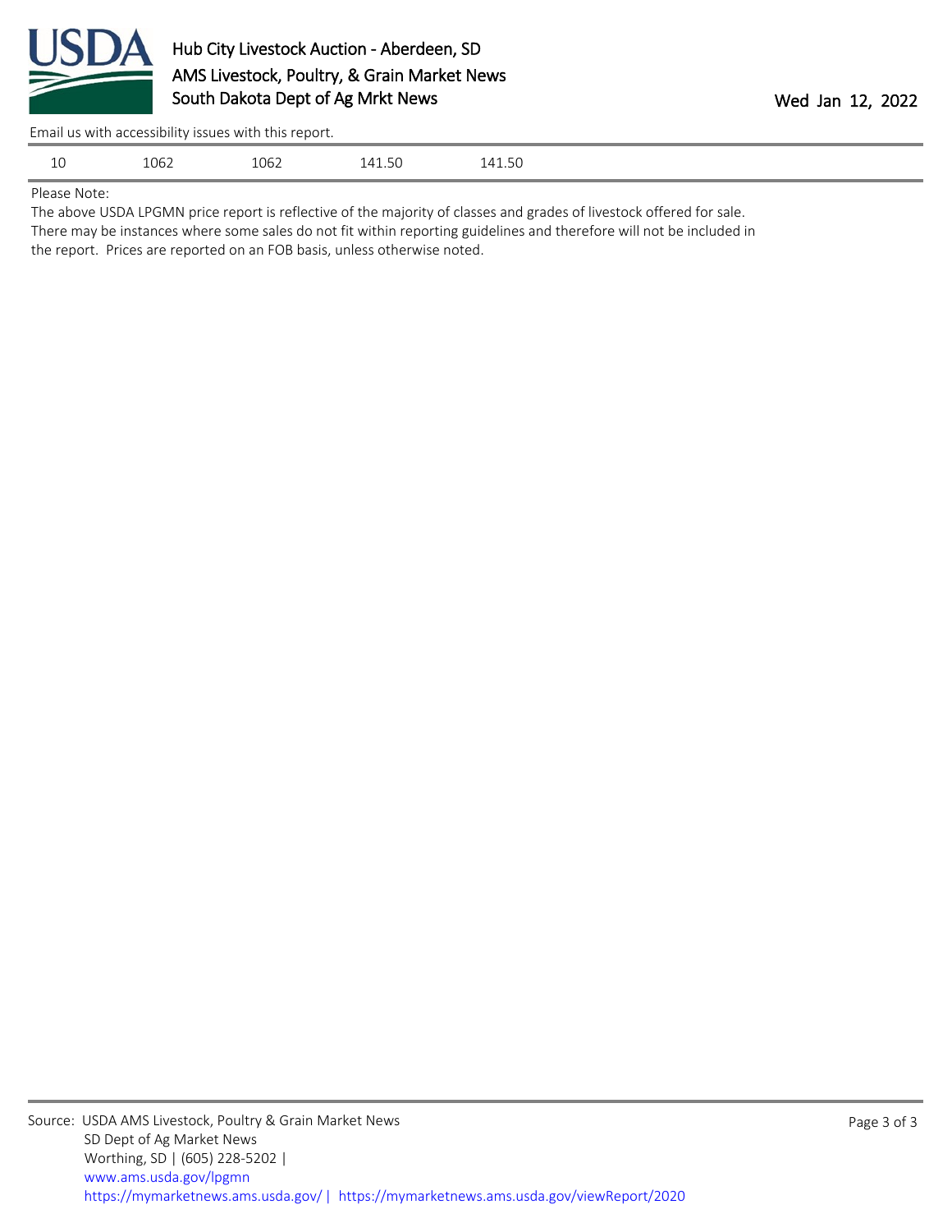Email us with accessibility issues with this report.

| | | | | |
|---|---|---|---|---|
| 10 | 1062 | 1062 | 141.50 | 141.50 |

Please Note:

The above USDA LPGMN price report is reflective of the majority of classes and grades of livestock offered for sale. There may be instances where some sales do not fit within reporting guidelines and therefore will not be included in the report. Prices are reported on an FOB basis, unless otherwise noted.

Source: USDA AMS Livestock, Poultry & Grain Market News
SD Dept of Ag Market News
Worthing, SD | (605) 228-5202 |
www.ams.usda.gov/lpgmn
https://mymarketnews.ams.usda.gov/ | https://mymarketnews.ams.usda.gov/viewReport/2020